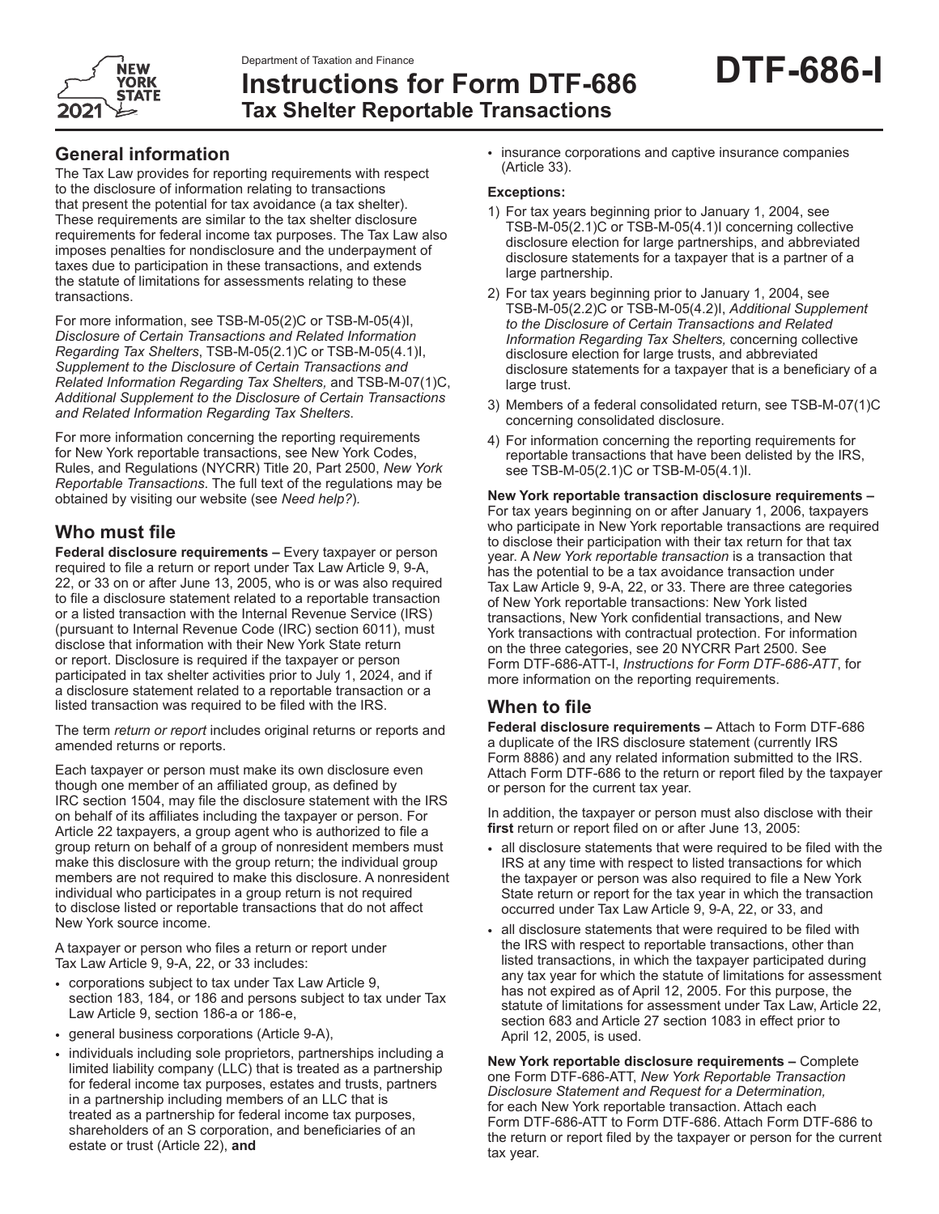Department of Taxation and Finance

# Instructions for Form DTF-686 Tax Shelter Reportable Transactions

**DTF-686-I**

## General information

The Tax Law provides for reporting requirements with respect to the disclosure of information relating to transactions that present the potential for tax avoidance (a tax shelter). These requirements are similar to the tax shelter disclosure requirements for federal income tax purposes. The Tax Law also imposes penalties for nondisclosure and the underpayment of taxes due to participation in these transactions, and extends the statute of limitations for assessments relating to these transactions.

For more information, see TSB-M-05(2)C or TSB-M-05(4)I, *Disclosure of Certain Transactions and Related Information Regarding Tax Shelters*, TSB-M-05(2.1)C or TSB-M-05(4.1)I, *Supplement to the Disclosure of Certain Transactions and Related Information Regarding Tax Shelters,* and TSB-M-07(1)C, *Additional Supplement to the Disclosure of Certain Transactions and Related Information Regarding Tax Shelters*.

For more information concerning the reporting requirements for New York reportable transactions, see New York Codes, Rules, and Regulations (NYCRR) Title 20, Part 2500, *New York Reportable Transactions*. The full text of the regulations may be obtained by visiting our website (see *Need help?*).

## Who must file

**Federal disclosure requirements –** Every taxpayer or person required to file a return or report under Tax Law Article 9, 9-A, 22, or 33 on or after June 13, 2005, who is or was also required to file a disclosure statement related to a reportable transaction or a listed transaction with the Internal Revenue Service (IRS) (pursuant to Internal Revenue Code (IRC) section 6011), must disclose that information with their New York State return or report. Disclosure is required if the taxpayer or person participated in tax shelter activities prior to July 1, 2024, and if a disclosure statement related to a reportable transaction or a listed transaction was required to be filed with the IRS.

The term *return or report* includes original returns or reports and amended returns or reports.

Each taxpayer or person must make its own disclosure even though one member of an affiliated group, as defined by IRC section 1504, may file the disclosure statement with the IRS on behalf of its affiliates including the taxpayer or person. For Article 22 taxpayers, a group agent who is authorized to file a group return on behalf of a group of nonresident members must make this disclosure with the group return; the individual group members are not required to make this disclosure. A nonresident individual who participates in a group return is not required to disclose listed or reportable transactions that do not affect New York source income.

A taxpayer or person who files a return or report under Tax Law Article 9, 9-A, 22, or 33 includes:

- corporations subject to tax under Tax Law Article 9, section 183, 184, or 186 and persons subject to tax under Tax Law Article 9, section 186-a or 186-e,
- general business corporations (Article 9-A),
- individuals including sole proprietors, partnerships including a limited liability company (LLC) that is treated as a partnership for federal income tax purposes, estates and trusts, partners in a partnership including members of an LLC that is treated as a partnership for federal income tax purposes, shareholders of an S corporation, and beneficiaries of an estate or trust (Article 22), **and**
- insurance corporations and captive insurance companies (Article 33).

**Exceptions:**

1) For tax years beginning prior to January 1, 2004, see TSB-M-05(2.1)C or TSB-M-05(4.1)I concerning collective disclosure election for large partnerships, and abbreviated disclosure statements for a taxpayer that is a partner of a large partnership.
2) For tax years beginning prior to January 1, 2004, see TSB-M-05(2.2)C or TSB-M-05(4.2)I, *Additional Supplement to the Disclosure of Certain Transactions and Related Information Regarding Tax Shelters,* concerning collective disclosure election for large trusts, and abbreviated disclosure statements for a taxpayer that is a beneficiary of a large trust.
3) Members of a federal consolidated return, see TSB-M-07(1)C concerning consolidated disclosure.
4) For information concerning the reporting requirements for reportable transactions that have been delisted by the IRS, see TSB-M-05(2.1)C or TSB-M-05(4.1)I.

**New York reportable transaction disclosure requirements –** For tax years beginning on or after January 1, 2006, taxpayers who participate in New York reportable transactions are required to disclose their participation with their tax return for that tax year. A *New York reportable transaction* is a transaction that has the potential to be a tax avoidance transaction under Tax Law Article 9, 9-A, 22, or 33. There are three categories of New York reportable transactions: New York listed transactions, New York confidential transactions, and New York transactions with contractual protection. For information on the three categories, see 20 NYCRR Part 2500. See Form DTF-686-ATT-I, *Instructions for Form DTF-686-ATT*, for more information on the reporting requirements.

## When to file

**Federal disclosure requirements –** Attach to Form DTF-686 a duplicate of the IRS disclosure statement (currently IRS Form 8886) and any related information submitted to the IRS. Attach Form DTF-686 to the return or report filed by the taxpayer or person for the current tax year.

In addition, the taxpayer or person must also disclose with their **first** return or report filed on or after June 13, 2005:

- all disclosure statements that were required to be filed with the IRS at any time with respect to listed transactions for which the taxpayer or person was also required to file a New York State return or report for the tax year in which the transaction occurred under Tax Law Article 9, 9-A, 22, or 33, and
- all disclosure statements that were required to be filed with the IRS with respect to reportable transactions, other than listed transactions, in which the taxpayer participated during any tax year for which the statute of limitations for assessment has not expired as of April 12, 2005. For this purpose, the statute of limitations for assessment under Tax Law, Article 22, section 683 and Article 27 section 1083 in effect prior to April 12, 2005, is used.

**New York reportable disclosure requirements –** Complete one Form DTF-686-ATT, *New York Reportable Transaction Disclosure Statement and Request for a Determination,* for each New York reportable transaction. Attach each Form DTF-686-ATT to Form DTF-686. Attach Form DTF-686 to the return or report filed by the taxpayer or person for the current tax year.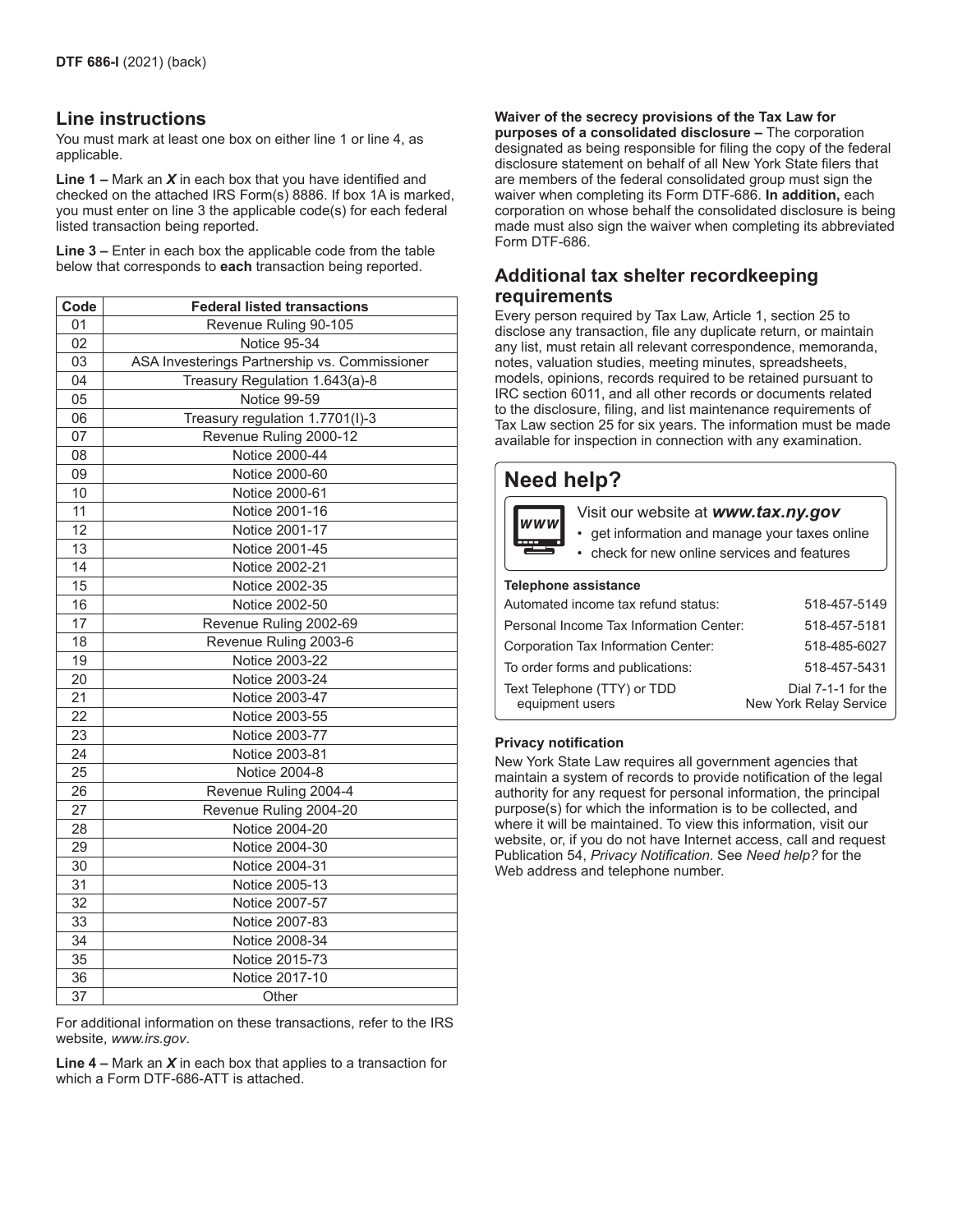**DTF 686-I** (2021) (back)

## Line instructions

You must mark at least one box on either line 1 or line 4, as applicable.

**Line 1 –** Mark an ***X*** in each box that you have identified and checked on the attached IRS Form(s) 8886. If box 1A is marked, you must enter on line 3 the applicable code(s) for each federal listed transaction being reported.

**Line 3 –** Enter in each box the applicable code from the table below that corresponds to **each** transaction being reported.

| Code | Federal listed transactions |
|---|---|
| 01 | Revenue Ruling 90-105 |
| 02 | Notice 95-34 |
| 03 | ASA Investerings Partnership vs. Commissioner |
| 04 | Treasury Regulation 1.643(a)-8 |
| 05 | Notice 99-59 |
| 06 | Treasury regulation 1.7701(l)-3 |
| 07 | Revenue Ruling 2000-12 |
| 08 | Notice 2000-44 |
| 09 | Notice 2000-60 |
| 10 | Notice 2000-61 |
| 11 | Notice 2001-16 |
| 12 | Notice 2001-17 |
| 13 | Notice 2001-45 |
| 14 | Notice 2002-21 |
| 15 | Notice 2002-35 |
| 16 | Notice 2002-50 |
| 17 | Revenue Ruling 2002-69 |
| 18 | Revenue Ruling 2003-6 |
| 19 | Notice 2003-22 |
| 20 | Notice 2003-24 |
| 21 | Notice 2003-47 |
| 22 | Notice 2003-55 |
| 23 | Notice 2003-77 |
| 24 | Notice 2003-81 |
| 25 | Notice 2004-8 |
| 26 | Revenue Ruling 2004-4 |
| 27 | Revenue Ruling 2004-20 |
| 28 | Notice 2004-20 |
| 29 | Notice 2004-30 |
| 30 | Notice 2004-31 |
| 31 | Notice 2005-13 |
| 32 | Notice 2007-57 |
| 33 | Notice 2007-83 |
| 34 | Notice 2008-34 |
| 35 | Notice 2015-73 |
| 36 | Notice 2017-10 |
| 37 | Other |

For additional information on these transactions, refer to the IRS website, *www.irs.gov*.

**Line 4 –** Mark an ***X*** in each box that applies to a transaction for which a Form DTF-686-ATT is attached.

**Waiver of the secrecy provisions of the Tax Law for purposes of a consolidated disclosure –** The corporation designated as being responsible for filing the copy of the federal disclosure statement on behalf of all New York State filers that are members of the federal consolidated group must sign the waiver when completing its Form DTF-686. **In addition,** each corporation on whose behalf the consolidated disclosure is being made must also sign the waiver when completing its abbreviated Form DTF-686.

## Additional tax shelter recordkeeping requirements

Every person required by Tax Law, Article 1, section 25 to disclose any transaction, file any duplicate return, or maintain any list, must retain all relevant correspondence, memoranda, notes, valuation studies, meeting minutes, spreadsheets, models, opinions, records required to be retained pursuant to IRC section 6011, and all other records or documents related to the disclosure, filing, and list maintenance requirements of Tax Law section 25 for six years. The information must be made available for inspection in connection with any examination.

## Need help?

Visit our website at ***www.tax.ny.gov***

- get information and manage your taxes online
- check for new online services and features

**Telephone assistance**

| | |
|---|---|
| Automated income tax refund status: | 518-457-5149 |
| Personal Income Tax Information Center: | 518-457-5181 |
| Corporation Tax Information Center: | 518-485-6027 |
| To order forms and publications: | 518-457-5431 |
| Text Telephone (TTY) or TDD equipment users | Dial 7-1-1 for the New York Relay Service |

**Privacy notification**

New York State Law requires all government agencies that maintain a system of records to provide notification of the legal authority for any request for personal information, the principal purpose(s) for which the information is to be collected, and where it will be maintained. To view this information, visit our website, or, if you do not have Internet access, call and request Publication 54, *Privacy Notification*. See *Need help?* for the Web address and telephone number.